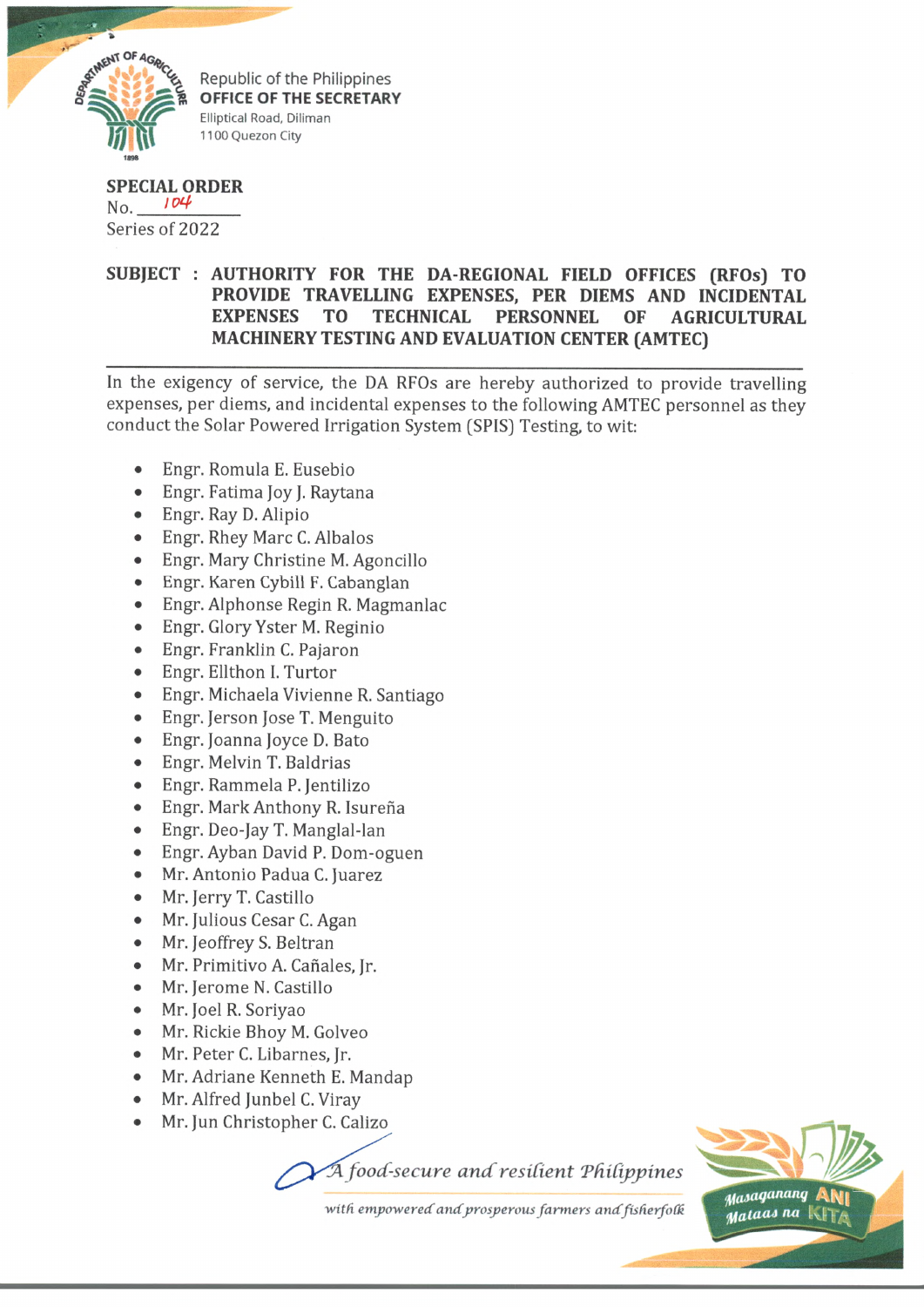Republic of the Philippines
**OFFICE OF THE SECRETARY**
Elliptical Road, Diliman
1100 Quezon City

**SPECIAL ORDER**
No. 104
Series of 2022

**SUBJECT : AUTHORITY FOR THE DA-REGIONAL FIELD OFFICES (RFOs) TO PROVIDE TRAVELLING EXPENSES, PER DIEMS AND INCIDENTAL EXPENSES TO TECHNICAL PERSONNEL OF AGRICULTURAL MACHINERY TESTING AND EVALUATION CENTER (AMTEC)**

---

In the exigency of service, the DA RFOs are hereby authorized to provide travelling expenses, per diems, and incidental expenses to the following AMTEC personnel as they conduct the Solar Powered Irrigation System (SPIS) Testing, to wit:

- Engr. Romula E. Eusebio
- Engr. Fatima Joy J. Raytana
- Engr. Ray D. Alipio
- Engr. Rhey Marc C. Albalos
- Engr. Mary Christine M. Agoncillo
- Engr. Karen Cybill F. Cabanglan
- Engr. Alphonse Regin R. Magmanlac
- Engr. Glory Yster M. Reginio
- Engr. Franklin C. Pajaron
- Engr. Ellthon I. Turtor
- Engr. Michaela Vivienne R. Santiago
- Engr. Jerson Jose T. Menguito
- Engr. Joanna Joyce D. Bato
- Engr. Melvin T. Baldrias
- Engr. Rammela P. Jentilizo
- Engr. Mark Anthony R. Isureña
- Engr. Deo-Jay T. Manglal-lan
- Engr. Ayban David P. Dom-oguen
- Mr. Antonio Padua C. Juarez
- Mr. Jerry T. Castillo
- Mr. Julious Cesar C. Agan
- Mr. Jeoffrey S. Beltran
- Mr. Primitivo A. Cañales, Jr.
- Mr. Jerome N. Castillo
- Mr. Joel R. Soriyao
- Mr. Rickie Bhoy M. Golveo
- Mr. Peter C. Libarnes, Jr.
- Mr. Adriane Kenneth E. Mandap
- Mr. Alfred Junbel C. Viray
- Mr. Jun Christopher C. Calizo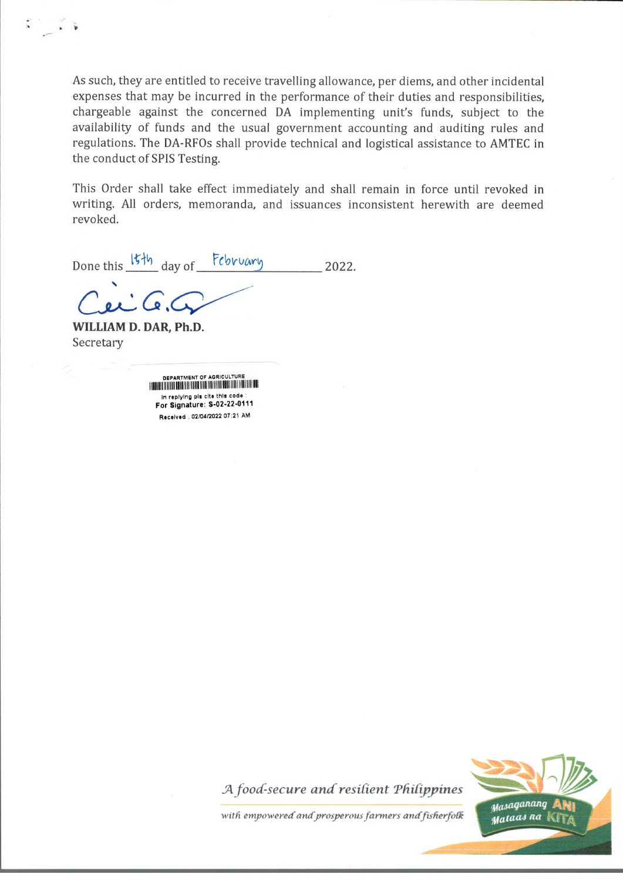As such, they are entitled to receive travelling allowance, per diems, and other incidental expenses that may be incurred in the performance of their duties and responsibilities, chargeable against the concerned DA implementing unit's funds, subject to the availability of funds and the usual government accounting and auditing rules and regulations. The DA-RFOs shall provide technical and logistical assistance to AMTEC in the conduct of SPIS Testing.

This Order shall take effect immediately and shall remain in force until revoked in writing. All orders, memoranda, and issuances inconsistent herewith are deemed revoked.

Done this 15th day of February 2022.

**WILLIAM D. DAR, Ph.D.**
Secretary

DEPARTMENT OF AGRICULTURE
In replying pls cite this code :
For Signature: S-02-22-0111
Received : 02/04/2022 07:21 AM

*A food-secure and resilient Philippines*

*with empowered and prosperous farmers and fisherfolk*

Masaganang ANI Mataas na KITA